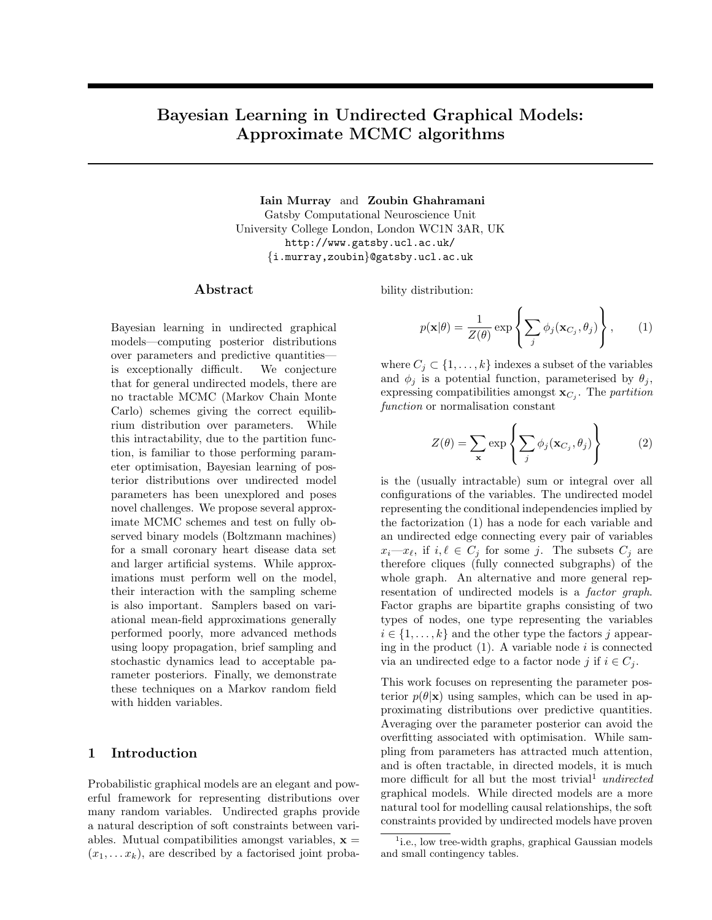# Bayesian Learning in Undirected Graphical Models: Approximate MCMC algorithms

**Iain Murray** and **Zoubin Ghahramani**
Gatsby Computational Neuroscience Unit
University College London, London WC1N 3AR, UK
http://www.gatsby.ucl.ac.uk/
{i.murray,zoubin}@gatsby.ucl.ac.uk

## Abstract

Bayesian learning in undirected graphical models—computing posterior distributions over parameters and predictive quantities—is exceptionally difficult. We conjecture that for general undirected models, there are no tractable MCMC (Markov Chain Monte Carlo) schemes giving the correct equilibrium distribution over parameters. While this intractability, due to the partition function, is familiar to those performing parameter optimisation, Bayesian learning of posterior distributions over undirected model parameters has been unexplored and poses novel challenges. We propose several approximate MCMC schemes and test on fully observed binary models (Boltzmann machines) for a small coronary heart disease data set and larger artificial systems. While approximations must perform well on the model, their interaction with the sampling scheme is also important. Samplers based on variational mean-field approximations generally performed poorly, more advanced methods using loopy propagation, brief sampling and stochastic dynamics lead to acceptable parameter posteriors. Finally, we demonstrate these techniques on a Markov random field with hidden variables.

## 1 Introduction

Probabilistic graphical models are an elegant and powerful framework for representing distributions over many random variables. Undirected graphs provide a natural description of soft constraints between variables. Mutual compatibilities amongst variables, $\mathbf{x} = (x_1, \ldots x_k)$, are described by a factorised joint probability distribution:

$$p(\mathbf{x}|\theta) = \frac{1}{Z(\theta)} \exp\left\{\sum_j \phi_j(\mathbf{x}_{C_j}, \theta_j)\right\}, \qquad (1)$$

where $C_j \subset \{1, \ldots, k\}$ indexes a subset of the variables and $\phi_j$ is a potential function, parameterised by $\theta_j$, expressing compatibilities amongst $\mathbf{x}_{C_j}$. The *partition function* or normalisation constant

$$Z(\theta) = \sum_{\mathbf{x}} \exp\left\{\sum_j \phi_j(\mathbf{x}_{C_j}, \theta_j)\right\} \qquad (2)$$

is the (usually intractable) sum or integral over all configurations of the variables. The undirected model representing the conditional independencies implied by the factorization (1) has a node for each variable and an undirected edge connecting every pair of variables $x_i$—$x_\ell$, if $i, \ell \in C_j$ for some $j$. The subsets $C_j$ are therefore cliques (fully connected subgraphs) of the whole graph. An alternative and more general representation of undirected models is a *factor graph*. Factor graphs are bipartite graphs consisting of two types of nodes, one type representing the variables $i \in \{1, \ldots, k\}$ and the other type the factors $j$ appearing in the product (1). A variable node $i$ is connected via an undirected edge to a factor node $j$ if $i \in C_j$.

This work focuses on representing the parameter posterior $p(\theta|\mathbf{x})$ using samples, which can be used in approximating distributions over predictive quantities. Averaging over the parameter posterior can avoid the overfitting associated with optimisation. While sampling from parameters has attracted much attention, and is often tractable, in directed models, it is much more difficult for all but the most trivial[1] *undirected* graphical models. While directed models are a more natural tool for modelling causal relationships, the soft constraints provided by undirected models have proven

[1] i.e., low tree-width graphs, graphical Gaussian models and small contingency tables.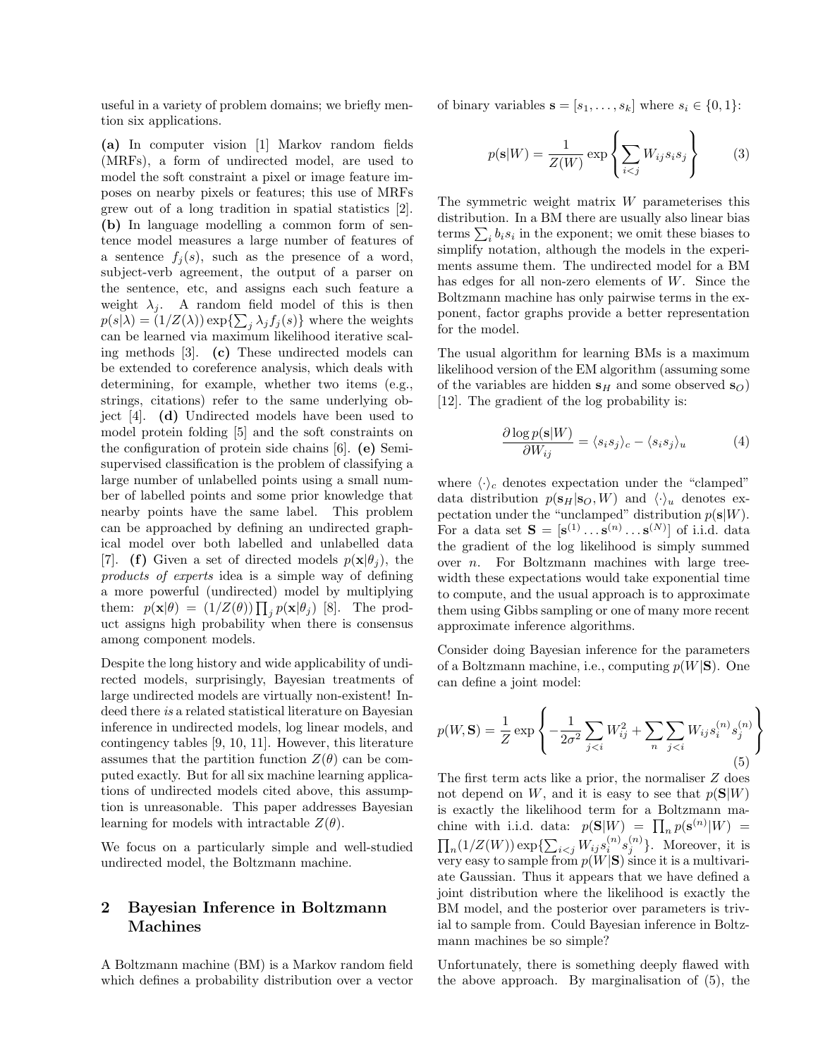useful in a variety of problem domains; we briefly mention six applications.

**(a)** In computer vision [1] Markov random fields (MRFs), a form of undirected model, are used to model the soft constraint a pixel or image feature imposes on nearby pixels or features; this use of MRFs grew out of a long tradition in spatial statistics [2]. **(b)** In language modelling a common form of sentence model measures a large number of features of a sentence $f_j(s)$, such as the presence of a word, subject-verb agreement, the output of a parser on the sentence, etc, and assigns each such feature a weight $\lambda_j$. A random field model of this is then $p(s|\lambda) = (1/Z(\lambda)) \exp\{\sum_j \lambda_j f_j(s)\}$ where the weights can be learned via maximum likelihood iterative scaling methods [3]. **(c)** These undirected models can be extended to coreference analysis, which deals with determining, for example, whether two items (e.g., strings, citations) refer to the same underlying object [4]. **(d)** Undirected models have been used to model protein folding [5] and the soft constraints on the configuration of protein side chains [6]. **(e)** Semi-supervised classification is the problem of classifying a large number of unlabelled points using a small number of labelled points and some prior knowledge that nearby points have the same label. This problem can be approached by defining an undirected graphical model over both labelled and unlabelled data [7]. **(f)** Given a set of directed models $p(\mathbf{x}|\theta_j)$, the *products of experts* idea is a simple way of defining a more powerful (undirected) model by multiplying them: $p(\mathbf{x}|\theta) = (1/Z(\theta)) \prod_j p(\mathbf{x}|\theta_j)$ [8]. The product assigns high probability when there is consensus among component models.

Despite the long history and wide applicability of undirected models, surprisingly, Bayesian treatments of large undirected models are virtually non-existent! Indeed there *is* a related statistical literature on Bayesian inference in undirected models, log linear models, and contingency tables [9, 10, 11]. However, this literature assumes that the partition function $Z(\theta)$ can be computed exactly. But for all six machine learning applications of undirected models cited above, this assumption is unreasonable. This paper addresses Bayesian learning for models with intractable $Z(\theta)$.

We focus on a particularly simple and well-studied undirected model, the Boltzmann machine.

## 2 Bayesian Inference in Boltzmann Machines

A Boltzmann machine (BM) is a Markov random field which defines a probability distribution over a vector of binary variables $\mathbf{s} = [s_1, \ldots, s_k]$ where $s_i \in \{0, 1\}$:

$$p(\mathbf{s}|W) = \frac{1}{Z(W)} \exp\left\{ \sum_{i<j} W_{ij} s_i s_j \right\} \tag{3}$$

The symmetric weight matrix $W$ parameterises this distribution. In a BM there are usually also linear bias terms $\sum_i b_i s_i$ in the exponent; we omit these biases to simplify notation, although the models in the experiments assume them. The undirected model for a BM has edges for all non-zero elements of $W$. Since the Boltzmann machine has only pairwise terms in the exponent, factor graphs provide a better representation for the model.

The usual algorithm for learning BMs is a maximum likelihood version of the EM algorithm (assuming some of the variables are hidden $\mathbf{s}_H$ and some observed $\mathbf{s}_O$) [12]. The gradient of the log probability is:

$$\frac{\partial \log p(\mathbf{s}|W)}{\partial W_{ij}} = \langle s_i s_j \rangle_c - \langle s_i s_j \rangle_u \tag{4}$$

where $\langle \cdot \rangle_c$ denotes expectation under the "clamped" data distribution $p(\mathbf{s}_H|\mathbf{s}_O, W)$ and $\langle \cdot \rangle_u$ denotes expectation under the "unclamped" distribution $p(\mathbf{s}|W)$. For a data set $\mathbf{S} = [\mathbf{s}^{(1)} \ldots \mathbf{s}^{(n)} \ldots \mathbf{s}^{(N)}]$ of i.i.d. data the gradient of the log likelihood is simply summed over $n$. For Boltzmann machines with large tree-width these expectations would take exponential time to compute, and the usual approach is to approximate them using Gibbs sampling or one of many more recent approximate inference algorithms.

Consider doing Bayesian inference for the parameters of a Boltzmann machine, i.e., computing $p(W|\mathbf{S})$. One can define a joint model:

$$p(W, \mathbf{S}) = \frac{1}{Z} \exp\left\{ -\frac{1}{2\sigma^2} \sum_{j<i} W_{ij}^2 + \sum_n \sum_{j<i} W_{ij} s_i^{(n)} s_j^{(n)} \right\} \tag{5}$$

The first term acts like a prior, the normaliser $Z$ does not depend on $W$, and it is easy to see that $p(\mathbf{S}|W)$ is exactly the likelihood term for a Boltzmann machine with i.i.d. data: $p(\mathbf{S}|W) = \prod_n p(\mathbf{s}^{(n)}|W) = \prod_n (1/Z(W)) \exp\{\sum_{i<j} W_{ij} s_i^{(n)} s_j^{(n)}\}$. Moreover, it is very easy to sample from $p(W|\mathbf{S})$ since it is a multivariate Gaussian. Thus it appears that we have defined a joint distribution where the likelihood is exactly the BM model, and the posterior over parameters is trivial to sample from. Could Bayesian inference in Boltzmann machines be so simple?

Unfortunately, there is something deeply flawed with the above approach. By marginalisation of (5), the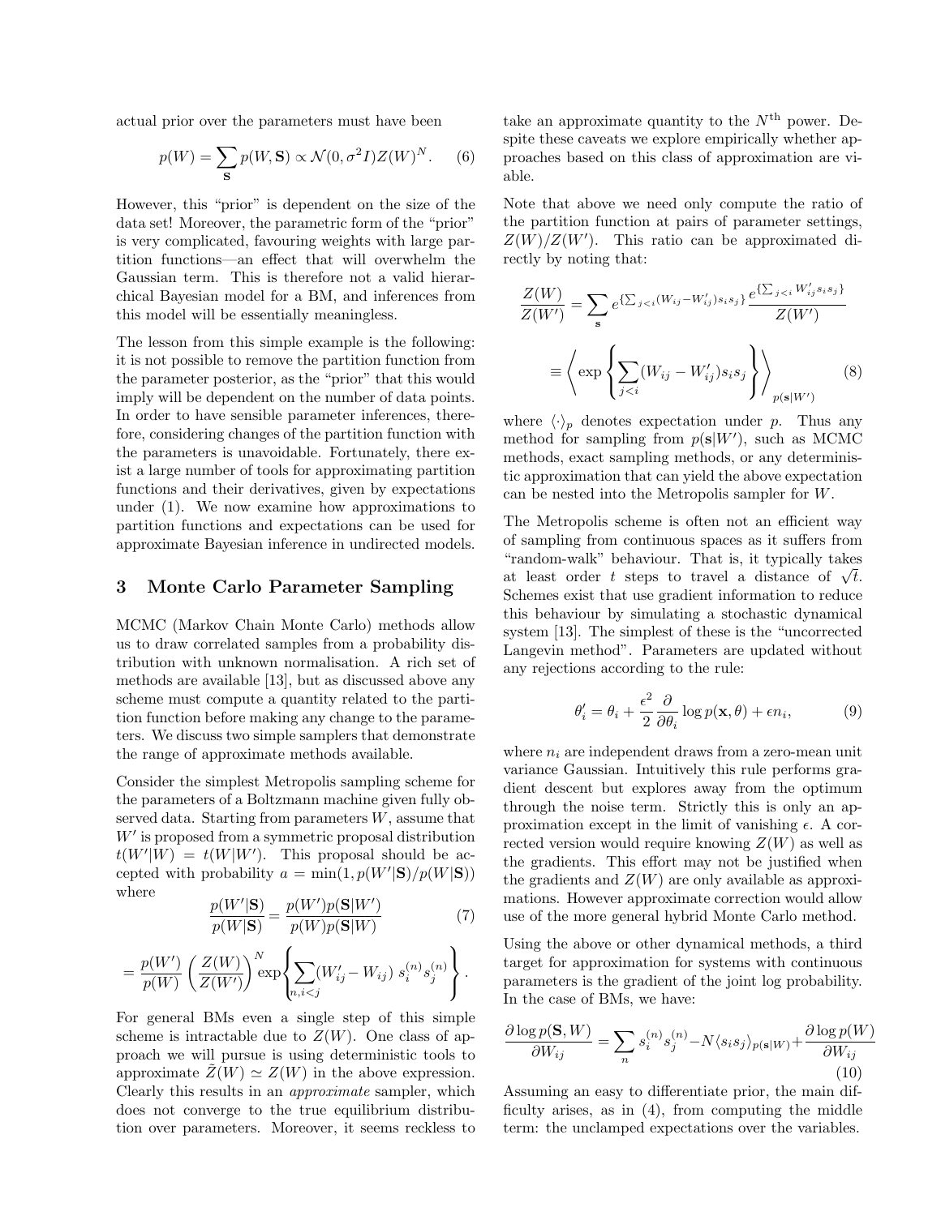actual prior over the parameters must have been

$$p(W) = \sum_{\mathbf{S}} p(W, \mathbf{S}) \propto \mathcal{N}(0, \sigma^2 I) Z(W)^N. \quad (6)$$

However, this "prior" is dependent on the size of the data set! Moreover, the parametric form of the "prior" is very complicated, favouring weights with large partition functions—an effect that will overwhelm the Gaussian term. This is therefore not a valid hierarchical Bayesian model for a BM, and inferences from this model will be essentially meaningless.

The lesson from this simple example is the following: it is not possible to remove the partition function from the parameter posterior, as the "prior" that this would imply will be dependent on the number of data points. In order to have sensible parameter inferences, therefore, considering changes of the partition function with the parameters is unavoidable. Fortunately, there exist a large number of tools for approximating partition functions and their derivatives, given by expectations under (1). We now examine how approximations to partition functions and expectations can be used for approximate Bayesian inference in undirected models.

## 3 Monte Carlo Parameter Sampling

MCMC (Markov Chain Monte Carlo) methods allow us to draw correlated samples from a probability distribution with unknown normalisation. A rich set of methods are available [13], but as discussed above any scheme must compute a quantity related to the partition function before making any change to the parameters. We discuss two simple samplers that demonstrate the range of approximate methods available.

Consider the simplest Metropolis sampling scheme for the parameters of a Boltzmann machine given fully observed data. Starting from parameters $W$, assume that $W'$ is proposed from a symmetric proposal distribution $t(W'|W) = t(W|W')$. This proposal should be accepted with probability $a = \min(1, p(W'|\mathbf{S})/p(W|\mathbf{S}))$ where

$$\frac{p(W'|\mathbf{S})}{p(W|\mathbf{S})} = \frac{p(W')p(\mathbf{S}|W')}{p(W)p(\mathbf{S}|W)} \quad (7)$$

$$= \frac{p(W')}{p(W)} \left(\frac{Z(W)}{Z(W')}\right)^N \exp\left\{\sum_{n,i<j} (W'_{ij} - W_{ij})\, s_i^{(n)} s_j^{(n)}\right\}.$$

For general BMs even a single step of this simple scheme is intractable due to $Z(W)$. One class of approach we will pursue is using deterministic tools to approximate $\tilde{Z}(W) \simeq Z(W)$ in the above expression. Clearly this results in an *approximate* sampler, which does not converge to the true equilibrium distribution over parameters. Moreover, it seems reckless to take an approximate quantity to the $N^{\text{th}}$ power. Despite these caveats we explore empirically whether approaches based on this class of approximation are viable.

Note that above we need only compute the ratio of the partition function at pairs of parameter settings, $Z(W)/Z(W')$. This ratio can be approximated directly by noting that:

$$\frac{Z(W)}{Z(W')} = \sum_{\mathbf{s}} e^{\{\sum_{j<i}(W_{ij} - W'_{ij})s_i s_j\}} \frac{e^{\{\sum_{j<i} W'_{ij} s_i s_j\}}}{Z(W')}$$

$$\equiv \left\langle \exp\left\{\sum_{j<i}(W_{ij} - W'_{ij})s_i s_j\right\}\right\rangle_{p(\mathbf{s}|W')} \quad (8)$$

where $\langle\cdot\rangle_p$ denotes expectation under $p$. Thus any method for sampling from $p(\mathbf{s}|W')$, such as MCMC methods, exact sampling methods, or any deterministic approximation that can yield the above expectation can be nested into the Metropolis sampler for $W$.

The Metropolis scheme is often not an efficient way of sampling from continuous spaces as it suffers from "random-walk" behaviour. That is, it typically takes at least order $t$ steps to travel a distance of $\sqrt{t}$. Schemes exist that use gradient information to reduce this behaviour by simulating a stochastic dynamical system [13]. The simplest of these is the "uncorrected Langevin method". Parameters are updated without any rejections according to the rule:

$$\theta'_i = \theta_i + \frac{\epsilon^2}{2}\frac{\partial}{\partial\theta_i}\log p(\mathbf{x}, \theta) + \epsilon n_i, \quad (9)$$

where $n_i$ are independent draws from a zero-mean unit variance Gaussian. Intuitively this rule performs gradient descent but explores away from the optimum through the noise term. Strictly this is only an approximation except in the limit of vanishing $\epsilon$. A corrected version would require knowing $Z(W)$ as well as the gradients. This effort may not be justified when the gradients and $Z(W)$ are only available as approximations. However approximate correction would allow use of the more general hybrid Monte Carlo method.

Using the above or other dynamical methods, a third target for approximation for systems with continuous parameters is the gradient of the joint log probability. In the case of BMs, we have:

$$\frac{\partial \log p(\mathbf{S}, W)}{\partial W_{ij}} = \sum_n s_i^{(n)} s_j^{(n)} - N\langle s_i s_j\rangle_{p(\mathbf{s}|W)} + \frac{\partial \log p(W)}{\partial W_{ij}} \quad (10)$$

Assuming an easy to differentiate prior, the main difficulty arises, as in (4), from computing the middle term: the unclamped expectations over the variables.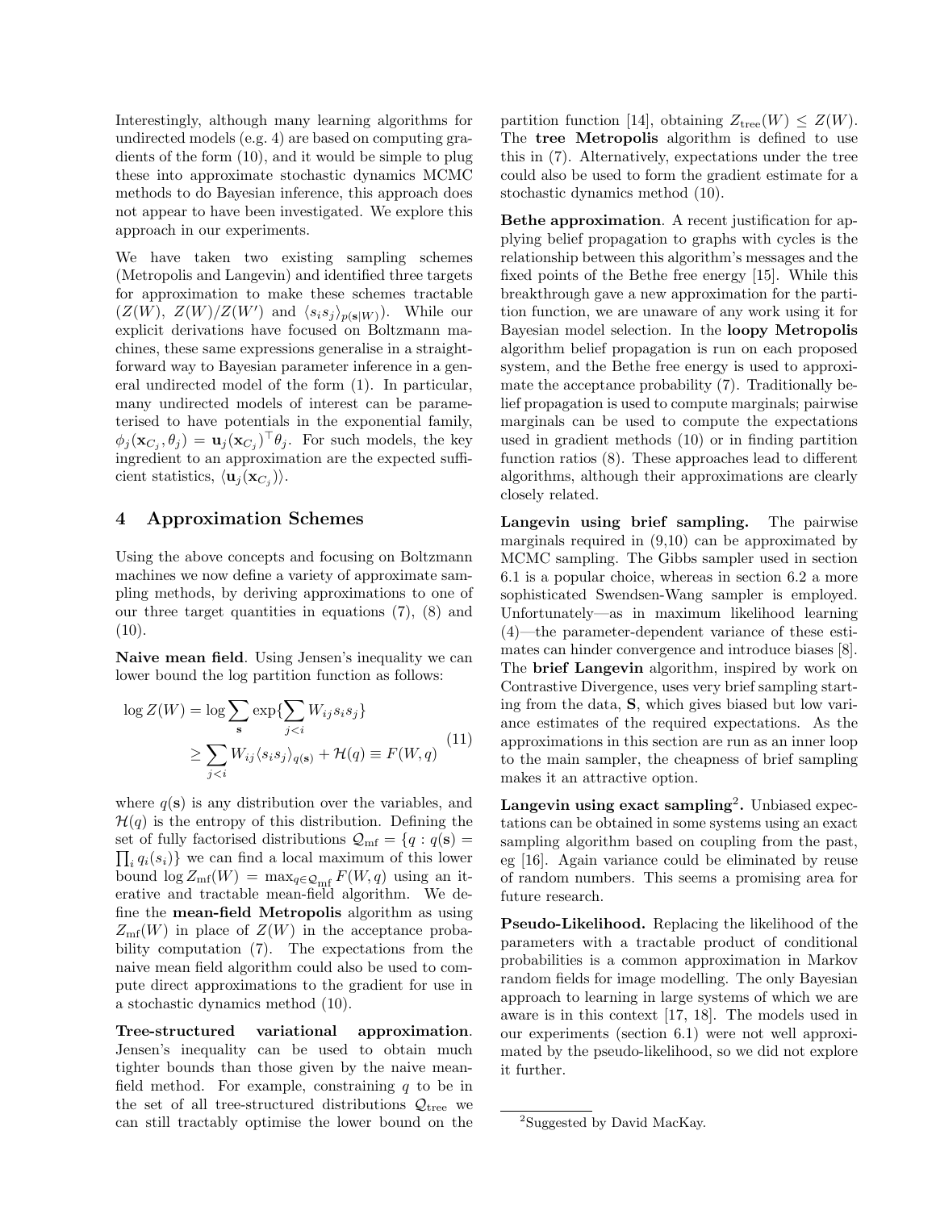Interestingly, although many learning algorithms for undirected models (e.g. 4) are based on computing gradients of the form (10), and it would be simple to plug these into approximate stochastic dynamics MCMC methods to do Bayesian inference, this approach does not appear to have been investigated. We explore this approach in our experiments.

We have taken two existing sampling schemes (Metropolis and Langevin) and identified three targets for approximation to make these schemes tractable ($Z(W)$, $Z(W)/Z(W')$ and $\langle s_i s_j \rangle_{p(\mathbf{s}|W)}$). While our explicit derivations have focused on Boltzmann machines, these same expressions generalise in a straightforward way to Bayesian parameter inference in a general undirected model of the form (1). In particular, many undirected models of interest can be parameterised to have potentials in the exponential family, $\phi_j(\mathbf{x}_{C_j}, \theta_j) = \mathbf{u}_j(\mathbf{x}_{C_j})^\top \theta_j$. For such models, the key ingredient to an approximation are the expected sufficient statistics, $\langle \mathbf{u}_j(\mathbf{x}_{C_j}) \rangle$.

# 4 Approximation Schemes

Using the above concepts and focusing on Boltzmann machines we now define a variety of approximate sampling methods, by deriving approximations to one of our three target quantities in equations (7), (8) and (10).

**Naive mean field**. Using Jensen's inequality we can lower bound the log partition function as follows:

$$\begin{aligned}\log Z(W) &= \log \sum_{\mathbf{s}} \exp\{\sum_{j<i} W_{ij} s_i s_j\} \\ &\geq \sum_{j<i} W_{ij} \langle s_i s_j \rangle_{q(\mathbf{s})} + \mathcal{H}(q) \equiv F(W, q)\end{aligned} \tag{11}$$

where $q(\mathbf{s})$ is any distribution over the variables, and $\mathcal{H}(q)$ is the entropy of this distribution. Defining the set of fully factorised distributions $\mathcal{Q}_{\text{mf}} = \{q : q(\mathbf{s}) = \prod_i q_i(s_i)\}$ we can find a local maximum of this lower bound $\log Z_{\text{mf}}(W) = \max_{q \in \mathcal{Q}_{\text{mf}}} F(W, q)$ using an iterative and tractable mean-field algorithm. We define the **mean-field Metropolis** algorithm as using $Z_{\text{mf}}(W)$ in place of $Z(W)$ in the acceptance probability computation (7). The expectations from the naive mean field algorithm could also be used to compute direct approximations to the gradient for use in a stochastic dynamics method (10).

**Tree-structured variational approximation**. Jensen's inequality can be used to obtain much tighter bounds than those given by the naive mean-field method. For example, constraining $q$ to be in the set of all tree-structured distributions $\mathcal{Q}_{\text{tree}}$ we can still tractably optimise the lower bound on the partition function [14], obtaining $Z_{\text{tree}}(W) \leq Z(W)$. The **tree Metropolis** algorithm is defined to use this in (7). Alternatively, expectations under the tree could also be used to form the gradient estimate for a stochastic dynamics method (10).

**Bethe approximation**. A recent justification for applying belief propagation to graphs with cycles is the relationship between this algorithm's messages and the fixed points of the Bethe free energy [15]. While this breakthrough gave a new approximation for the partition function, we are unaware of any work using it for Bayesian model selection. In the **loopy Metropolis** algorithm belief propagation is run on each proposed system, and the Bethe free energy is used to approximate the acceptance probability (7). Traditionally belief propagation is used to compute marginals; pairwise marginals can be used to compute the expectations used in gradient methods (10) or in finding partition function ratios (8). These approaches lead to different algorithms, although their approximations are clearly closely related.

**Langevin using brief sampling.** The pairwise marginals required in (9,10) can be approximated by MCMC sampling. The Gibbs sampler used in section 6.1 is a popular choice, whereas in section 6.2 a more sophisticated Swendsen-Wang sampler is employed. Unfortunately—as in maximum likelihood learning (4)—the parameter-dependent variance of these estimates can hinder convergence and introduce biases [8]. The **brief Langevin** algorithm, inspired by work on Contrastive Divergence, uses very brief sampling starting from the data, $\mathbf{S}$, which gives biased but low variance estimates of the required expectations. As the approximations in this section are run as an inner loop to the main sampler, the cheapness of brief sampling makes it an attractive option.

**Langevin using exact sampling**[2]**.** Unbiased expectations can be obtained in some systems using an exact sampling algorithm based on coupling from the past, eg [16]. Again variance could be eliminated by reuse of random numbers. This seems a promising area for future research.

**Pseudo-Likelihood.** Replacing the likelihood of the parameters with a tractable product of conditional probabilities is a common approximation in Markov random fields for image modelling. The only Bayesian approach to learning in large systems of which we are aware is in this context [17, 18]. The models used in our experiments (section 6.1) were not well approximated by the pseudo-likelihood, so we did not explore it further.

[2]Suggested by David MacKay.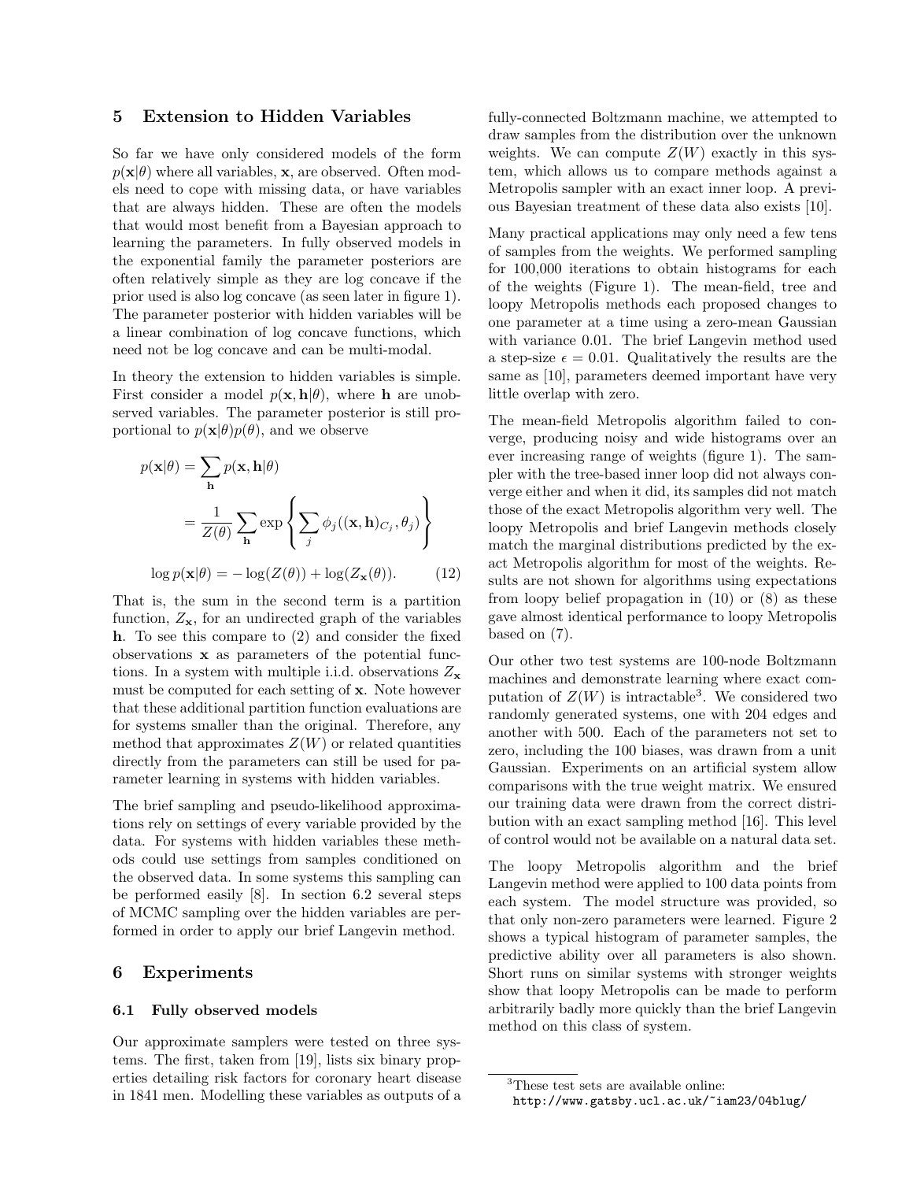## 5 Extension to Hidden Variables

So far we have only considered models of the form $p(\mathbf{x}|\theta)$ where all variables, $\mathbf{x}$, are observed. Often models need to cope with missing data, or have variables that are always hidden. These are often the models that would most benefit from a Bayesian approach to learning the parameters. In fully observed models in the exponential family the parameter posteriors are often relatively simple as they are log concave if the prior used is also log concave (as seen later in figure 1). The parameter posterior with hidden variables will be a linear combination of log concave functions, which need not be log concave and can be multi-modal.

In theory the extension to hidden variables is simple. First consider a model $p(\mathbf{x}, \mathbf{h}|\theta)$, where $\mathbf{h}$ are unobserved variables. The parameter posterior is still proportional to $p(\mathbf{x}|\theta)p(\theta)$, and we observe

$$
\begin{aligned}
p(\mathbf{x}|\theta) &= \sum_{\mathbf{h}} p(\mathbf{x}, \mathbf{h}|\theta) \\
&= \frac{1}{Z(\theta)} \sum_{\mathbf{h}} \exp\left\{ \sum_j \phi_j((\mathbf{x}, \mathbf{h})_{C_j}, \theta_j) \right\} \\
\log p(\mathbf{x}|\theta) &= -\log(Z(\theta)) + \log(Z_{\mathbf{x}}(\theta)). \qquad (12)
\end{aligned}
$$

That is, the sum in the second term is a partition function, $Z_{\mathbf{x}}$, for an undirected graph of the variables $\mathbf{h}$. To see this compare to (2) and consider the fixed observations $\mathbf{x}$ as parameters of the potential functions. In a system with multiple i.i.d. observations $Z_{\mathbf{x}}$ must be computed for each setting of $\mathbf{x}$. Note however that these additional partition function evaluations are for systems smaller than the original. Therefore, any method that approximates $Z(W)$ or related quantities directly from the parameters can still be used for parameter learning in systems with hidden variables.

The brief sampling and pseudo-likelihood approximations rely on settings of every variable provided by the data. For systems with hidden variables these methods could use settings from samples conditioned on the observed data. In some systems this sampling can be performed easily [8]. In section 6.2 several steps of MCMC sampling over the hidden variables are performed in order to apply our brief Langevin method.

## 6 Experiments

### 6.1 Fully observed models

Our approximate samplers were tested on three systems. The first, taken from [19], lists six binary properties detailing risk factors for coronary heart disease in 1841 men. Modelling these variables as outputs of a fully-connected Boltzmann machine, we attempted to draw samples from the distribution over the unknown weights. We can compute $Z(W)$ exactly in this system, which allows us to compare methods against a Metropolis sampler with an exact inner loop. A previous Bayesian treatment of these data also exists [10].

Many practical applications may only need a few tens of samples from the weights. We performed sampling for 100,000 iterations to obtain histograms for each of the weights (Figure 1). The mean-field, tree and loopy Metropolis methods each proposed changes to one parameter at a time using a zero-mean Gaussian with variance 0.01. The brief Langevin method used a step-size $\epsilon = 0.01$. Qualitatively the results are the same as [10], parameters deemed important have very little overlap with zero.

The mean-field Metropolis algorithm failed to converge, producing noisy and wide histograms over an ever increasing range of weights (figure 1). The sampler with the tree-based inner loop did not always converge either and when it did, its samples did not match those of the exact Metropolis algorithm very well. The loopy Metropolis and brief Langevin methods closely match the marginal distributions predicted by the exact Metropolis algorithm for most of the weights. Results are not shown for algorithms using expectations from loopy belief propagation in (10) or (8) as these gave almost identical performance to loopy Metropolis based on (7).

Our other two test systems are 100-node Boltzmann machines and demonstrate learning where exact computation of $Z(W)$ is intractable[3]. We considered two randomly generated systems, one with 204 edges and another with 500. Each of the parameters not set to zero, including the 100 biases, was drawn from a unit Gaussian. Experiments on an artificial system allow comparisons with the true weight matrix. We ensured our training data were drawn from the correct distribution with an exact sampling method [16]. This level of control would not be available on a natural data set.

The loopy Metropolis algorithm and the brief Langevin method were applied to 100 data points from each system. The model structure was provided, so that only non-zero parameters were learned. Figure 2 shows a typical histogram of parameter samples, the predictive ability over all parameters is also shown. Short runs on similar systems with stronger weights show that loopy Metropolis can be made to perform arbitrarily badly more quickly than the brief Langevin method on this class of system.

[3] These test sets are available online: `http://www.gatsby.ucl.ac.uk/~iam23/04blug/`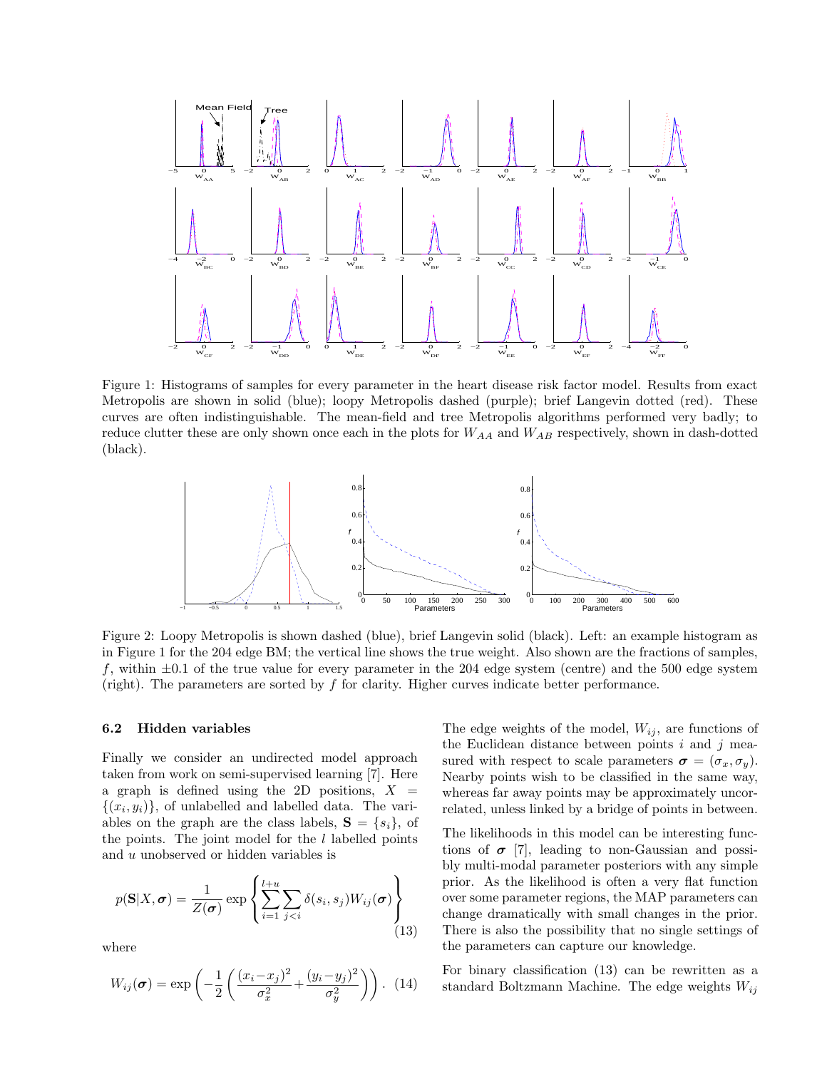Figure 1: Histograms of samples for every parameter in the heart disease risk factor model. Results from exact Metropolis are shown in solid (blue); loopy Metropolis dashed (purple); brief Langevin dotted (red). These curves are often indistinguishable. The mean-field and tree Metropolis algorithms performed very badly; to reduce clutter these are only shown once each in the plots for $W_{AA}$ and $W_{AB}$ respectively, shown in dash-dotted (black).

Figure 2: Loopy Metropolis is shown dashed (blue), brief Langevin solid (black). Left: an example histogram as in Figure 1 for the 204 edge BM; the vertical line shows the true weight. Also shown are the fractions of samples, $f$, within $\pm 0.1$ of the true value for every parameter in the 204 edge system (centre) and the 500 edge system (right). The parameters are sorted by $f$ for clarity. Higher curves indicate better performance.

### 6.2 Hidden variables

Finally we consider an undirected model approach taken from work on semi-supervised learning [7]. Here a graph is defined using the 2D positions, $X = \{(x_i, y_i)\}$, of unlabelled and labelled data. The variables on the graph are the class labels, $\mathbf{S} = \{s_i\}$, of the points. The joint model for the $l$ labelled points and $u$ unobserved or hidden variables is

$$p(\mathbf{S}|X, \boldsymbol{\sigma}) = \frac{1}{Z(\boldsymbol{\sigma})} \exp\left\{ \sum_{i=1}^{l+u} \sum_{j<i} \delta(s_i, s_j) W_{ij}(\boldsymbol{\sigma}) \right\} \quad (13)$$

where

$$W_{ij}(\boldsymbol{\sigma}) = \exp\left( -\frac{1}{2} \left( \frac{(x_i - x_j)^2}{\sigma_x^2} + \frac{(y_i - y_j)^2}{\sigma_y^2} \right) \right). \quad (14)$$

The edge weights of the model, $W_{ij}$, are functions of the Euclidean distance between points $i$ and $j$ measured with respect to scale parameters $\boldsymbol{\sigma} = (\sigma_x, \sigma_y)$. Nearby points wish to be classified in the same way, whereas far away points may be approximately uncorrelated, unless linked by a bridge of points in between.

The likelihoods in this model can be interesting functions of $\boldsymbol{\sigma}$ [7], leading to non-Gaussian and possibly multi-modal parameter posteriors with any simple prior. As the likelihood is often a very flat function over some parameter regions, the MAP parameters can change dramatically with small changes in the prior. There is also the possibility that no single settings of the parameters can capture our knowledge.

For binary classification (13) can be rewritten as a standard Boltzmann Machine. The edge weights $W_{ij}$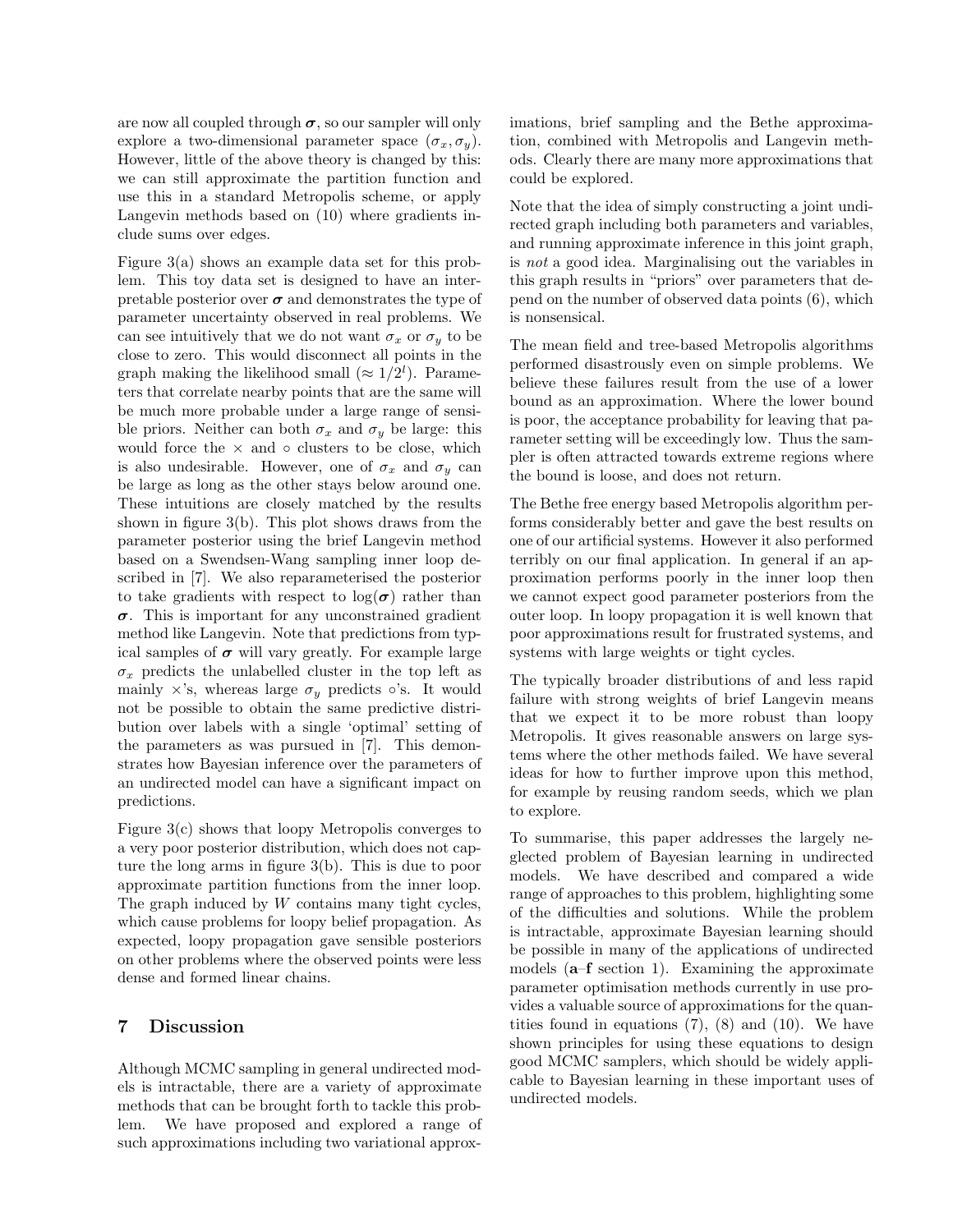are now all coupled through $\boldsymbol{\sigma}$, so our sampler will only explore a two-dimensional parameter space $(\sigma_x, \sigma_y)$. However, little of the above theory is changed by this: we can still approximate the partition function and use this in a standard Metropolis scheme, or apply Langevin methods based on (10) where gradients include sums over edges.

Figure 3(a) shows an example data set for this problem. This toy data set is designed to have an interpretable posterior over $\boldsymbol{\sigma}$ and demonstrates the type of parameter uncertainty observed in real problems. We can see intuitively that we do not want $\sigma_x$ or $\sigma_y$ to be close to zero. This would disconnect all points in the graph making the likelihood small ($\approx 1/2^l$). Parameters that correlate nearby points that are the same will be much more probable under a large range of sensible priors. Neither can both $\sigma_x$ and $\sigma_y$ be large: this would force the $\times$ and $\circ$ clusters to be close, which is also undesirable. However, one of $\sigma_x$ and $\sigma_y$ can be large as long as the other stays below around one. These intuitions are closely matched by the results shown in figure 3(b). This plot shows draws from the parameter posterior using the brief Langevin method based on a Swendsen-Wang sampling inner loop described in [7]. We also reparameterised the posterior to take gradients with respect to $\log(\boldsymbol{\sigma})$ rather than $\boldsymbol{\sigma}$. This is important for any unconstrained gradient method like Langevin. Note that predictions from typical samples of $\boldsymbol{\sigma}$ will vary greatly. For example large $\sigma_x$ predicts the unlabelled cluster in the top left as mainly $\times$'s, whereas large $\sigma_y$ predicts $\circ$'s. It would not be possible to obtain the same predictive distribution over labels with a single 'optimal' setting of the parameters as was pursued in [7]. This demonstrates how Bayesian inference over the parameters of an undirected model can have a significant impact on predictions.

Figure 3(c) shows that loopy Metropolis converges to a very poor posterior distribution, which does not capture the long arms in figure 3(b). This is due to poor approximate partition functions from the inner loop. The graph induced by $W$ contains many tight cycles, which cause problems for loopy belief propagation. As expected, loopy propagation gave sensible posteriors on other problems where the observed points were less dense and formed linear chains.

## 7 Discussion

Although MCMC sampling in general undirected models is intractable, there are a variety of approximate methods that can be brought forth to tackle this problem. We have proposed and explored a range of such approximations including two variational approximations, brief sampling and the Bethe approximation, combined with Metropolis and Langevin methods. Clearly there are many more approximations that could be explored.

Note that the idea of simply constructing a joint undirected graph including both parameters and variables, and running approximate inference in this joint graph, is *not* a good idea. Marginalising out the variables in this graph results in "priors" over parameters that depend on the number of observed data points (6), which is nonsensical.

The mean field and tree-based Metropolis algorithms performed disastrously even on simple problems. We believe these failures result from the use of a lower bound as an approximation. Where the lower bound is poor, the acceptance probability for leaving that parameter setting will be exceedingly low. Thus the sampler is often attracted towards extreme regions where the bound is loose, and does not return.

The Bethe free energy based Metropolis algorithm performs considerably better and gave the best results on one of our artificial systems. However it also performed terribly on our final application. In general if an approximation performs poorly in the inner loop then we cannot expect good parameter posteriors from the outer loop. In loopy propagation it is well known that poor approximations result for frustrated systems, and systems with large weights or tight cycles.

The typically broader distributions of and less rapid failure with strong weights of brief Langevin means that we expect it to be more robust than loopy Metropolis. It gives reasonable answers on large systems where the other methods failed. We have several ideas for how to further improve upon this method, for example by reusing random seeds, which we plan to explore.

To summarise, this paper addresses the largely neglected problem of Bayesian learning in undirected models. We have described and compared a wide range of approaches to this problem, highlighting some of the difficulties and solutions. While the problem is intractable, approximate Bayesian learning should be possible in many of the applications of undirected models (**a**–**f** section 1). Examining the approximate parameter optimisation methods currently in use provides a valuable source of approximations for the quantities found in equations (7), (8) and (10). We have shown principles for using these equations to design good MCMC samplers, which should be widely applicable to Bayesian learning in these important uses of undirected models.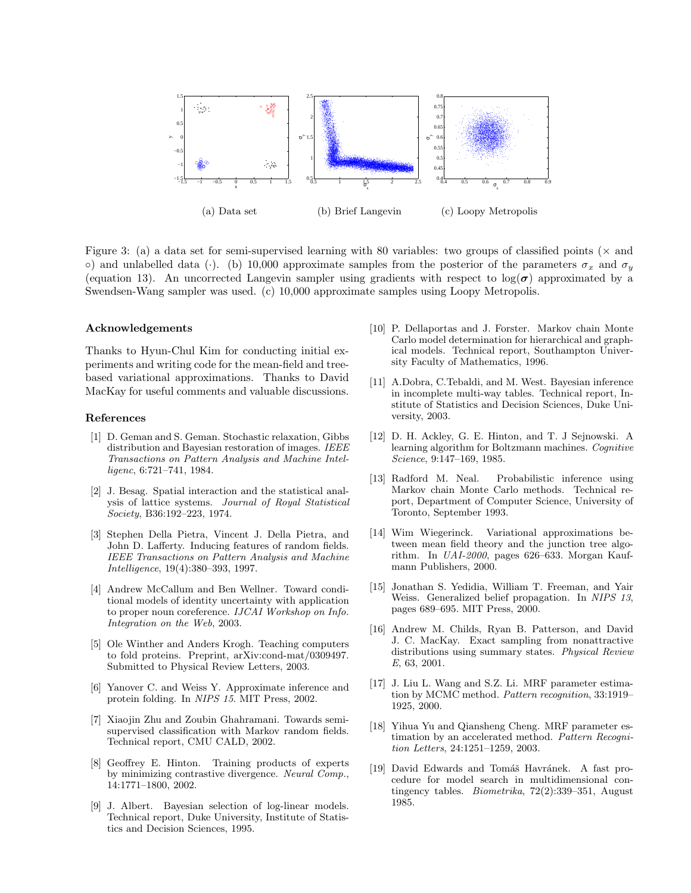(a) Data set

(b) Brief Langevin

(c) Loopy Metropolis

Figure 3: (a) a data set for semi-supervised learning with 80 variables: two groups of classified points ($\times$ and $\circ$) and unlabelled data ($\cdot$). (b) 10,000 approximate samples from the posterior of the parameters $\sigma_x$ and $\sigma_y$ (equation 13). An uncorrected Langevin sampler using gradients with respect to $\log(\boldsymbol{\sigma})$ approximated by a Swendsen-Wang sampler was used. (c) 10,000 approximate samples using Loopy Metropolis.

## Acknowledgements

Thanks to Hyun-Chul Kim for conducting initial experiments and writing code for the mean-field and tree-based variational approximations. Thanks to David MacKay for useful comments and valuable discussions.

## References

[1] D. Geman and S. Geman. Stochastic relaxation, Gibbs distribution and Bayesian restoration of images. *IEEE Transactions on Pattern Analysis and Machine Intelligenc*, 6:721–741, 1984.

[2] J. Besag. Spatial interaction and the statistical analysis of lattice systems. *Journal of Royal Statistical Society*, B36:192–223, 1974.

[3] Stephen Della Pietra, Vincent J. Della Pietra, and John D. Lafferty. Inducing features of random fields. *IEEE Transactions on Pattern Analysis and Machine Intelligence*, 19(4):380–393, 1997.

[4] Andrew McCallum and Ben Wellner. Toward conditional models of identity uncertainty with application to proper noun coreference. *IJCAI Workshop on Info. Integration on the Web*, 2003.

[5] Ole Winther and Anders Krogh. Teaching computers to fold proteins. Preprint, arXiv:cond-mat/0309497. Submitted to Physical Review Letters, 2003.

[6] Yanover C. and Weiss Y. Approximate inference and protein folding. In *NIPS 15*. MIT Press, 2002.

[7] Xiaojin Zhu and Zoubin Ghahramani. Towards semi-supervised classification with Markov random fields. Technical report, CMU CALD, 2002.

[8] Geoffrey E. Hinton. Training products of experts by minimizing contrastive divergence. *Neural Comp.*, 14:1771–1800, 2002.

[9] J. Albert. Bayesian selection of log-linear models. Technical report, Duke University, Institute of Statistics and Decision Sciences, 1995.

[10] P. Dellaportas and J. Forster. Markov chain Monte Carlo model determination for hierarchical and graphical models. Technical report, Southampton University Faculty of Mathematics, 1996.

[11] A.Dobra, C.Tebaldi, and M. West. Bayesian inference in incomplete multi-way tables. Technical report, Institute of Statistics and Decision Sciences, Duke University, 2003.

[12] D. H. Ackley, G. E. Hinton, and T. J Sejnowski. A learning algorithm for Boltzmann machines. *Cognitive Science*, 9:147–169, 1985.

[13] Radford M. Neal. Probabilistic inference using Markov chain Monte Carlo methods. Technical report, Department of Computer Science, University of Toronto, September 1993.

[14] Wim Wiegerinck. Variational approximations between mean field theory and the junction tree algorithm. In *UAI-2000*, pages 626–633. Morgan Kaufmann Publishers, 2000.

[15] Jonathan S. Yedidia, William T. Freeman, and Yair Weiss. Generalized belief propagation. In *NIPS 13*, pages 689–695. MIT Press, 2000.

[16] Andrew M. Childs, Ryan B. Patterson, and David J. C. MacKay. Exact sampling from nonattractive distributions using summary states. *Physical Review E*, 63, 2001.

[17] J. Liu L. Wang and S.Z. Li. MRF parameter estimation by MCMC method. *Pattern recognition*, 33:1919–1925, 2000.

[18] Yihua Yu and Qiansheng Cheng. MRF parameter estimation by an accelerated method. *Pattern Recognition Letters*, 24:1251–1259, 2003.

[19] David Edwards and Tomáš Havránek. A fast procedure for model search in multidimensional contingency tables. *Biometrika*, 72(2):339–351, August 1985.